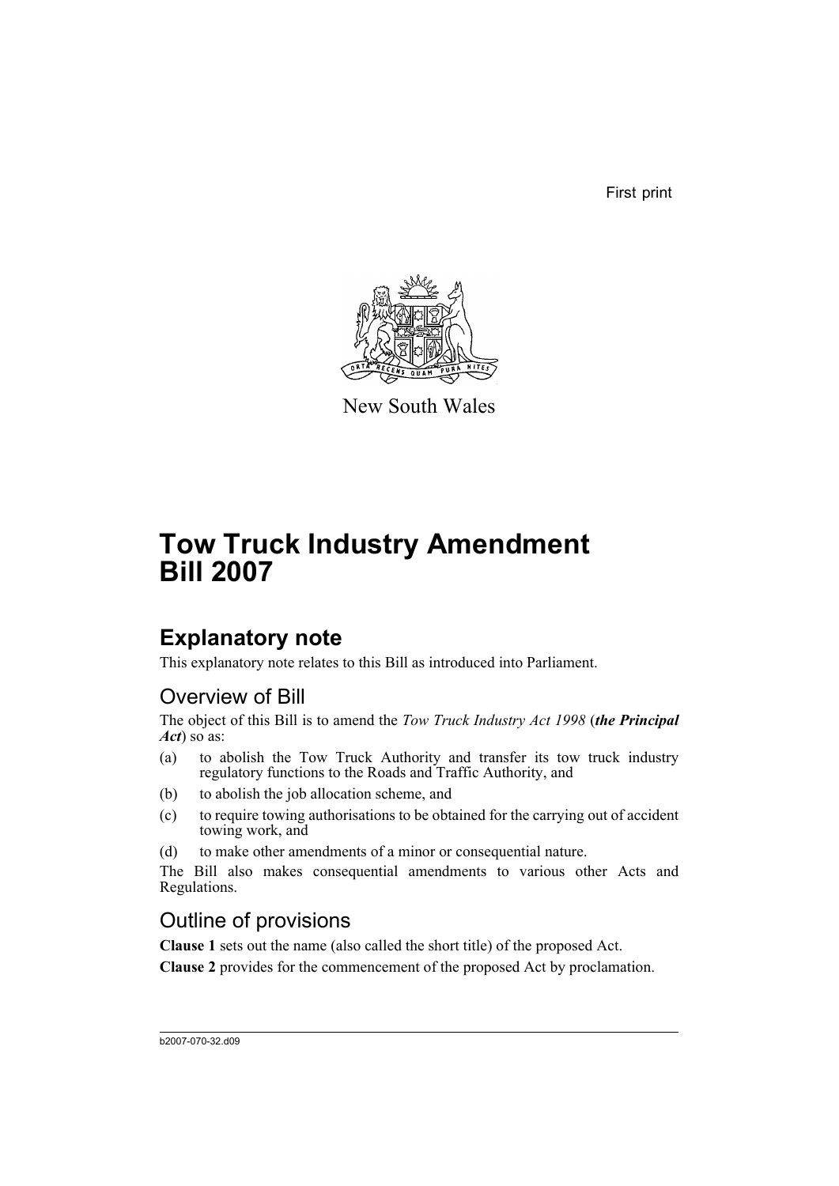First print

New South Wales

# Tow Truck Industry Amendment Bill 2007

## Explanatory note

This explanatory note relates to this Bill as introduced into Parliament.

### Overview of Bill

The object of this Bill is to amend the *Tow Truck Industry Act 1998* (***the Principal Act***) so as:

(a) to abolish the Tow Truck Authority and transfer its tow truck industry regulatory functions to the Roads and Traffic Authority, and

(b) to abolish the job allocation scheme, and

(c) to require towing authorisations to be obtained for the carrying out of accident towing work, and

(d) to make other amendments of a minor or consequential nature.

The Bill also makes consequential amendments to various other Acts and Regulations.

### Outline of provisions

**Clause 1** sets out the name (also called the short title) of the proposed Act.

**Clause 2** provides for the commencement of the proposed Act by proclamation.

b2007-070-32.d09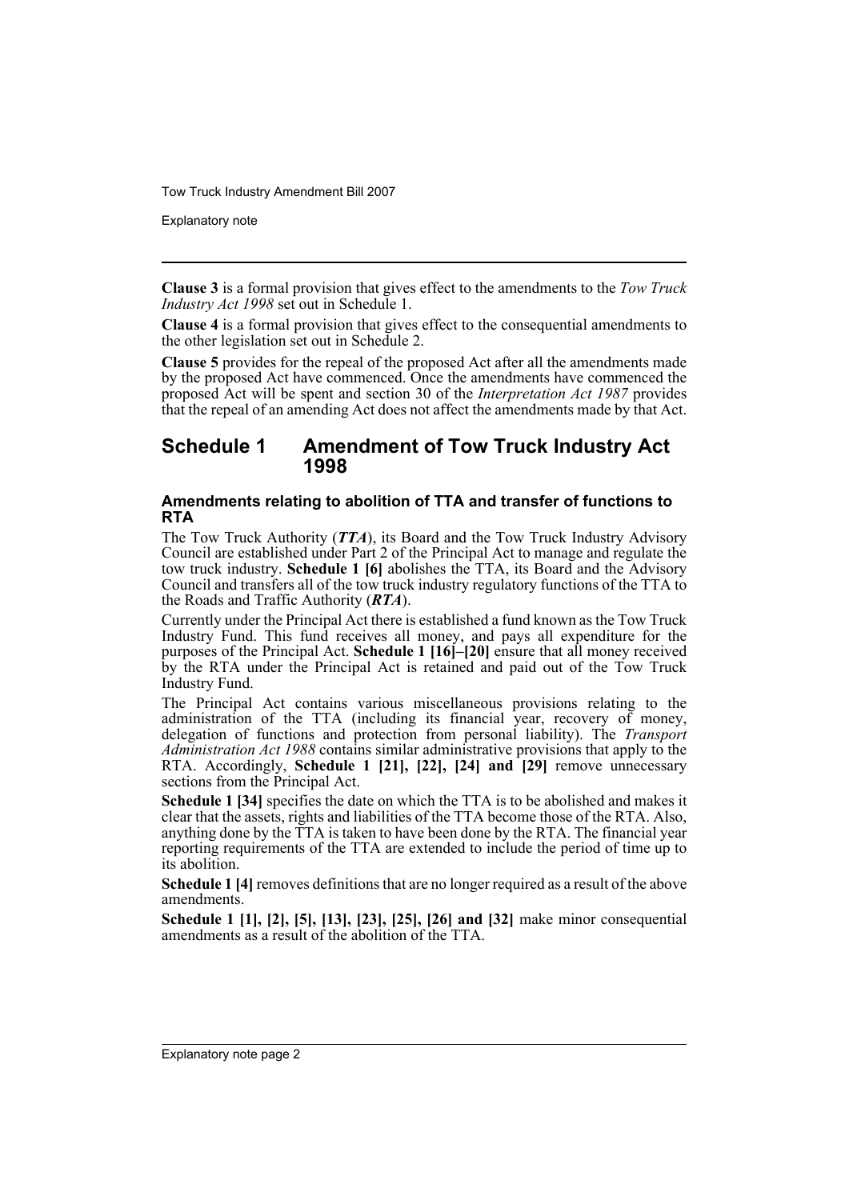**Clause 3** is a formal provision that gives effect to the amendments to the *Tow Truck Industry Act 1998* set out in Schedule 1.

**Clause 4** is a formal provision that gives effect to the consequential amendments to the other legislation set out in Schedule 2.

**Clause 5** provides for the repeal of the proposed Act after all the amendments made by the proposed Act have commenced. Once the amendments have commenced the proposed Act will be spent and section 30 of the *Interpretation Act 1987* provides that the repeal of an amending Act does not affect the amendments made by that Act.

## Schedule 1 Amendment of Tow Truck Industry Act 1998

### Amendments relating to abolition of TTA and transfer of functions to RTA

The Tow Truck Authority (***TTA***), its Board and the Tow Truck Industry Advisory Council are established under Part 2 of the Principal Act to manage and regulate the tow truck industry. **Schedule 1 [6]** abolishes the TTA, its Board and the Advisory Council and transfers all of the tow truck industry regulatory functions of the TTA to the Roads and Traffic Authority (***RTA***).

Currently under the Principal Act there is established a fund known as the Tow Truck Industry Fund. This fund receives all money, and pays all expenditure for the purposes of the Principal Act. **Schedule 1 [16]–[20]** ensure that all money received by the RTA under the Principal Act is retained and paid out of the Tow Truck Industry Fund.

The Principal Act contains various miscellaneous provisions relating to the administration of the TTA (including its financial year, recovery of money, delegation of functions and protection from personal liability). The *Transport Administration Act 1988* contains similar administrative provisions that apply to the RTA. Accordingly, **Schedule 1 [21], [22], [24] and [29]** remove unnecessary sections from the Principal Act.

**Schedule 1 [34]** specifies the date on which the TTA is to be abolished and makes it clear that the assets, rights and liabilities of the TTA become those of the RTA. Also, anything done by the TTA is taken to have been done by the RTA. The financial year reporting requirements of the TTA are extended to include the period of time up to its abolition.

**Schedule 1 [4]** removes definitions that are no longer required as a result of the above amendments.

**Schedule 1 [1], [2], [5], [13], [23], [25], [26] and [32]** make minor consequential amendments as a result of the abolition of the TTA.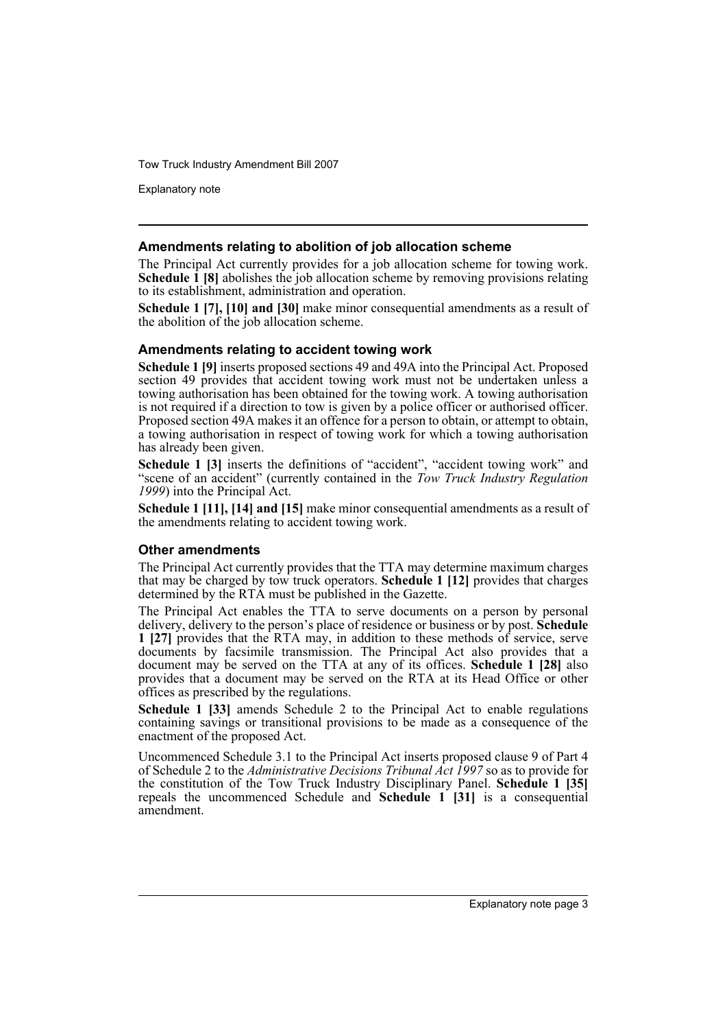### Amendments relating to abolition of job allocation scheme

The Principal Act currently provides for a job allocation scheme for towing work. **Schedule 1 [8]** abolishes the job allocation scheme by removing provisions relating to its establishment, administration and operation.

**Schedule 1 [7], [10] and [30]** make minor consequential amendments as a result of the abolition of the job allocation scheme.

### Amendments relating to accident towing work

**Schedule 1 [9]** inserts proposed sections 49 and 49A into the Principal Act. Proposed section 49 provides that accident towing work must not be undertaken unless a towing authorisation has been obtained for the towing work. A towing authorisation is not required if a direction to tow is given by a police officer or authorised officer. Proposed section 49A makes it an offence for a person to obtain, or attempt to obtain, a towing authorisation in respect of towing work for which a towing authorisation has already been given.

**Schedule 1 [3]** inserts the definitions of "accident", "accident towing work" and "scene of an accident" (currently contained in the *Tow Truck Industry Regulation 1999*) into the Principal Act.

**Schedule 1 [11], [14] and [15]** make minor consequential amendments as a result of the amendments relating to accident towing work.

### Other amendments

The Principal Act currently provides that the TTA may determine maximum charges that may be charged by tow truck operators. **Schedule 1 [12]** provides that charges determined by the RTA must be published in the Gazette.

The Principal Act enables the TTA to serve documents on a person by personal delivery, delivery to the person's place of residence or business or by post. **Schedule 1 [27]** provides that the RTA may, in addition to these methods of service, serve documents by facsimile transmission. The Principal Act also provides that a document may be served on the TTA at any of its offices. **Schedule 1 [28]** also provides that a document may be served on the RTA at its Head Office or other offices as prescribed by the regulations.

**Schedule 1 [33]** amends Schedule 2 to the Principal Act to enable regulations containing savings or transitional provisions to be made as a consequence of the enactment of the proposed Act.

Uncommenced Schedule 3.1 to the Principal Act inserts proposed clause 9 of Part 4 of Schedule 2 to the *Administrative Decisions Tribunal Act 1997* so as to provide for the constitution of the Tow Truck Industry Disciplinary Panel. **Schedule 1 [35]** repeals the uncommenced Schedule and **Schedule 1 [31]** is a consequential amendment.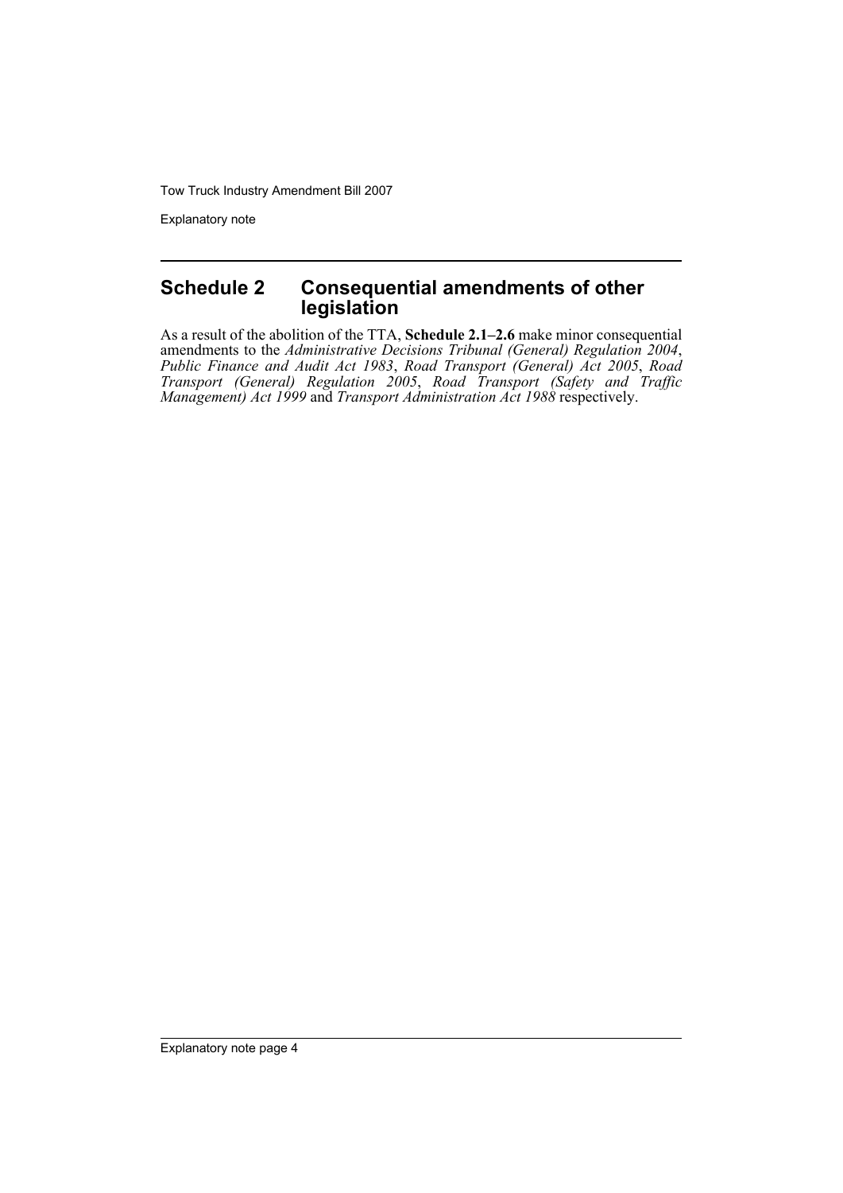## Schedule 2 Consequential amendments of other legislation

As a result of the abolition of the TTA, **Schedule 2.1–2.6** make minor consequential amendments to the *Administrative Decisions Tribunal (General) Regulation 2004*, *Public Finance and Audit Act 1983*, *Road Transport (General) Act 2005*, *Road Transport (General) Regulation 2005*, *Road Transport (Safety and Traffic Management) Act 1999* and *Transport Administration Act 1988* respectively.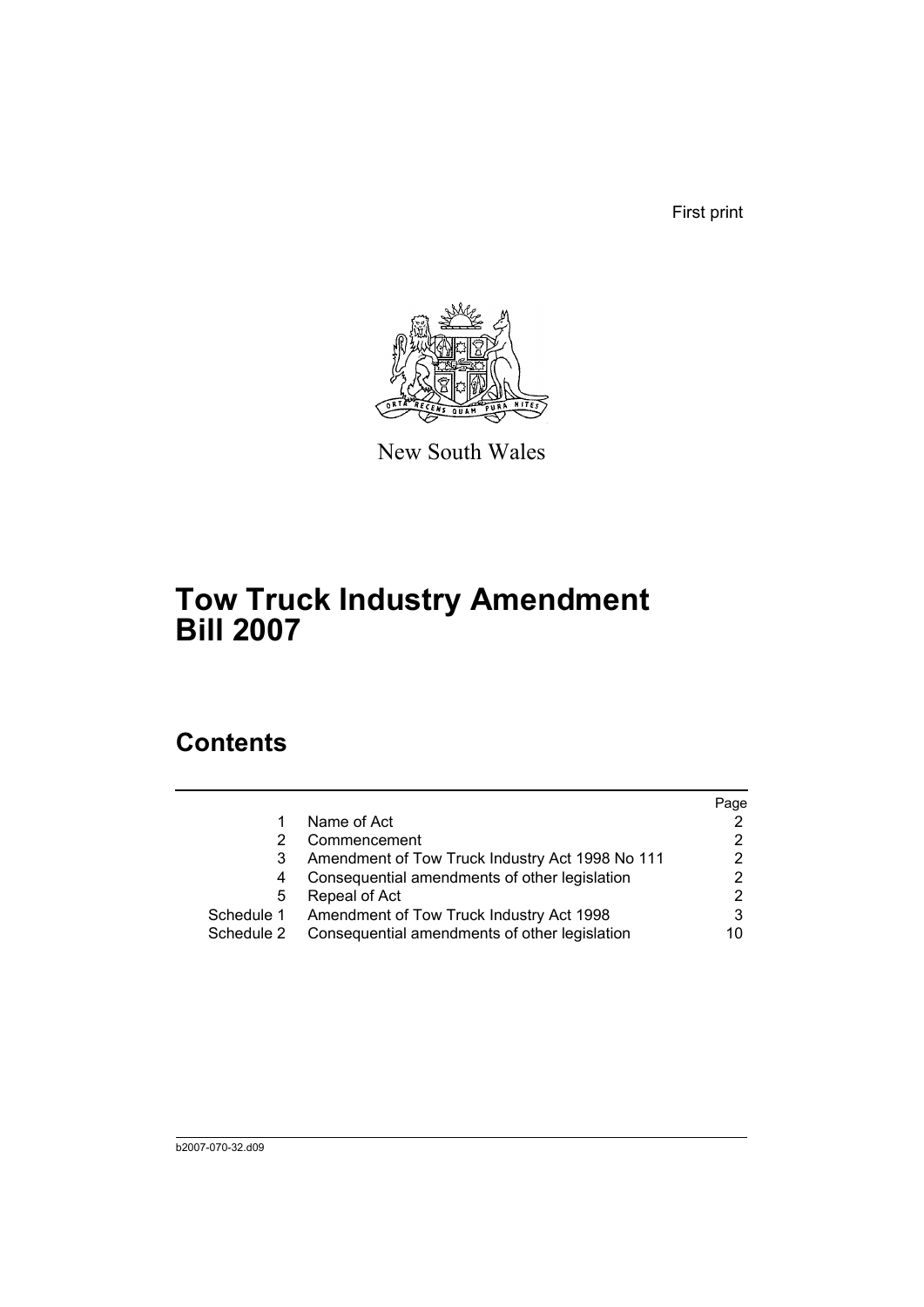First print

New South Wales

# Tow Truck Industry Amendment Bill 2007

## Contents

| | | Page |
|---|---|---|
| 1 | Name of Act | 2 |
| 2 | Commencement | 2 |
| 3 | Amendment of Tow Truck Industry Act 1998 No 111 | 2 |
| 4 | Consequential amendments of other legislation | 2 |
| 5 | Repeal of Act | 2 |
| Schedule 1 | Amendment of Tow Truck Industry Act 1998 | 3 |
| Schedule 2 | Consequential amendments of other legislation | 10 |

b2007-070-32.d09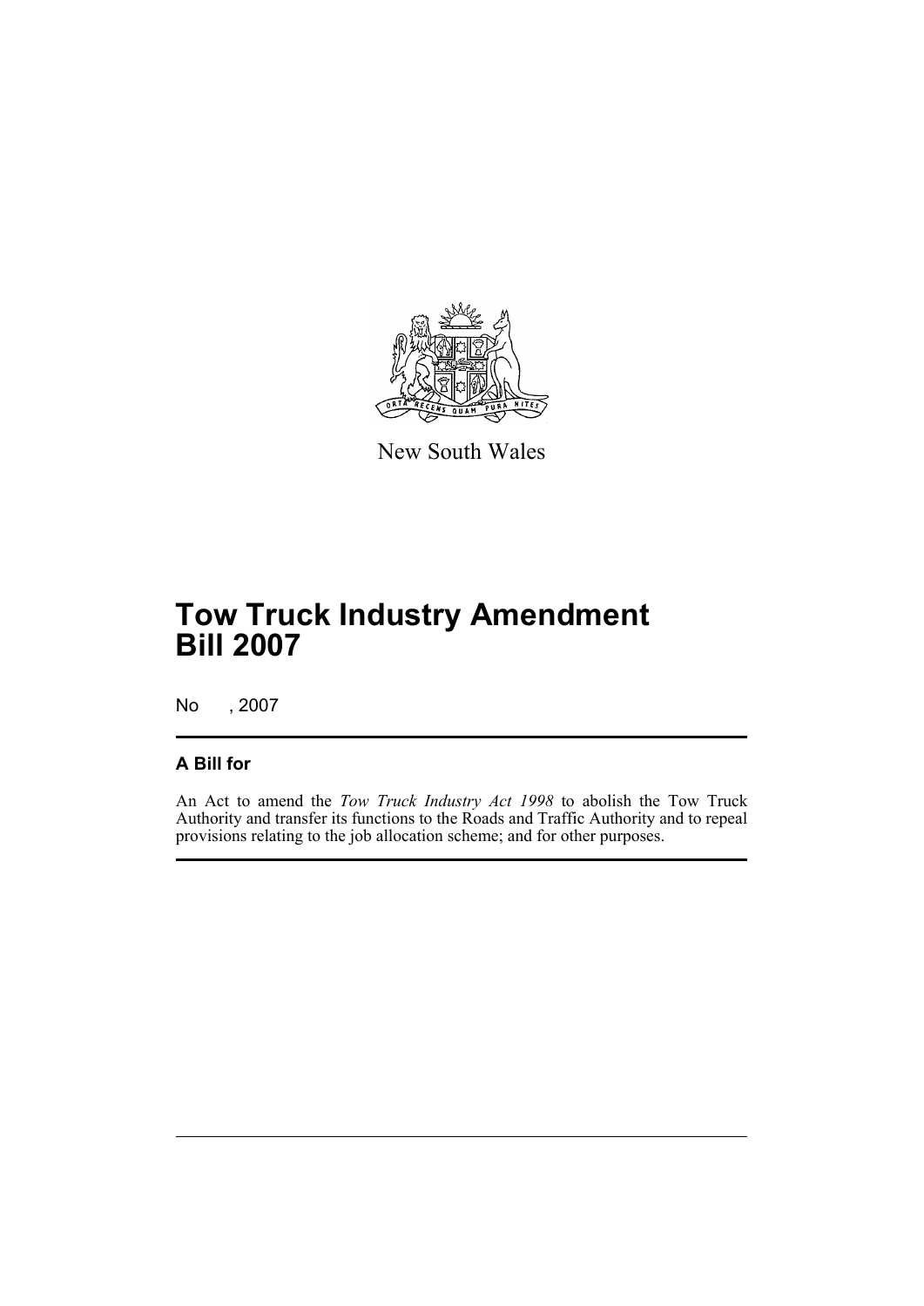New South Wales

# Tow Truck Industry Amendment Bill 2007

No , 2007

## A Bill for

An Act to amend the *Tow Truck Industry Act 1998* to abolish the Tow Truck Authority and transfer its functions to the Roads and Traffic Authority and to repeal provisions relating to the job allocation scheme; and for other purposes.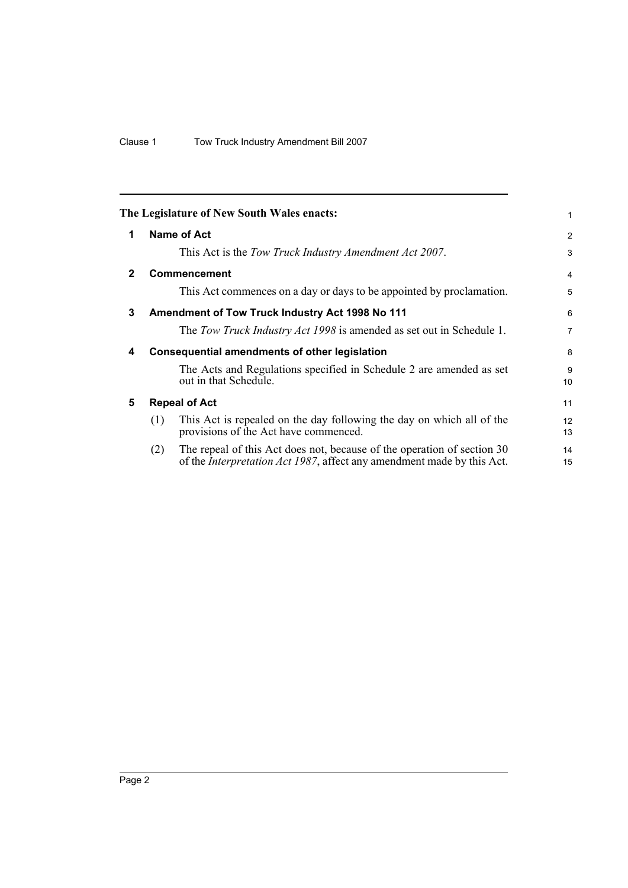**The Legislature of New South Wales enacts:**

## 1 Name of Act

This Act is the *Tow Truck Industry Amendment Act 2007*.

## 2 Commencement

This Act commences on a day or days to be appointed by proclamation.

## 3 Amendment of Tow Truck Industry Act 1998 No 111

The *Tow Truck Industry Act 1998* is amended as set out in Schedule 1.

## 4 Consequential amendments of other legislation

The Acts and Regulations specified in Schedule 2 are amended as set out in that Schedule.

## 5 Repeal of Act

(1) This Act is repealed on the day following the day on which all of the provisions of the Act have commenced.

(2) The repeal of this Act does not, because of the operation of section 30 of the *Interpretation Act 1987*, affect any amendment made by this Act.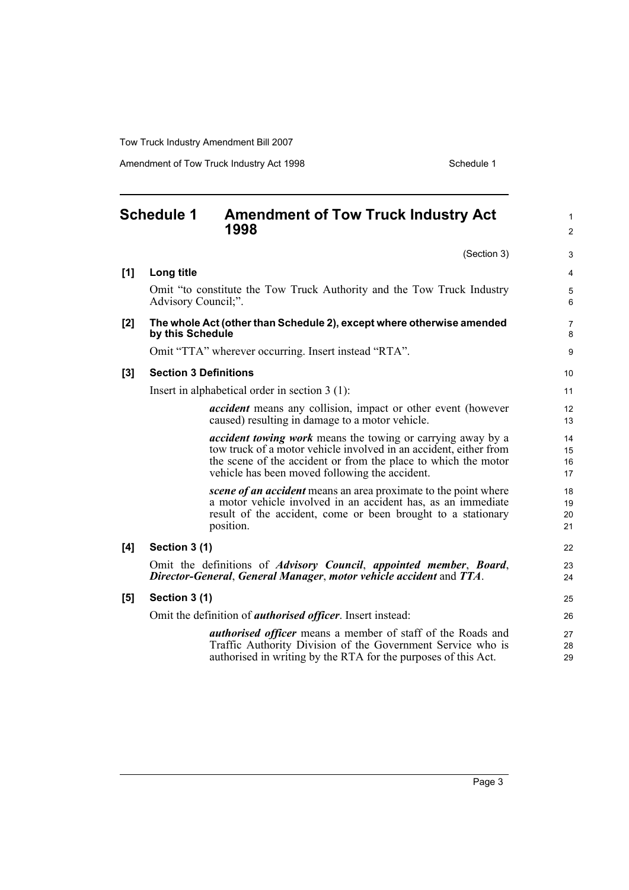## Schedule 1 Amendment of Tow Truck Industry Act 1998

(Section 3)

**[1] Long title**

Omit "to constitute the Tow Truck Authority and the Tow Truck Industry Advisory Council;".

**[2] The whole Act (other than Schedule 2), except where otherwise amended by this Schedule**

Omit "TTA" wherever occurring. Insert instead "RTA".

**[3] Section 3 Definitions**

Insert in alphabetical order in section 3 (1):

> ***accident*** means any collision, impact or other event (however caused) resulting in damage to a motor vehicle.
>
> ***accident towing work*** means the towing or carrying away by a tow truck of a motor vehicle involved in an accident, either from the scene of the accident or from the place to which the motor vehicle has been moved following the accident.
>
> ***scene of an accident*** means an area proximate to the point where a motor vehicle involved in an accident has, as an immediate result of the accident, come or been brought to a stationary position.

**[4] Section 3 (1)**

Omit the definitions of ***Advisory Council***, ***appointed member***, ***Board***, ***Director-General***, ***General Manager***, ***motor vehicle accident*** and ***TTA***.

**[5] Section 3 (1)**

Omit the definition of ***authorised officer***. Insert instead:

> ***authorised officer*** means a member of staff of the Roads and Traffic Authority Division of the Government Service who is authorised in writing by the RTA for the purposes of this Act.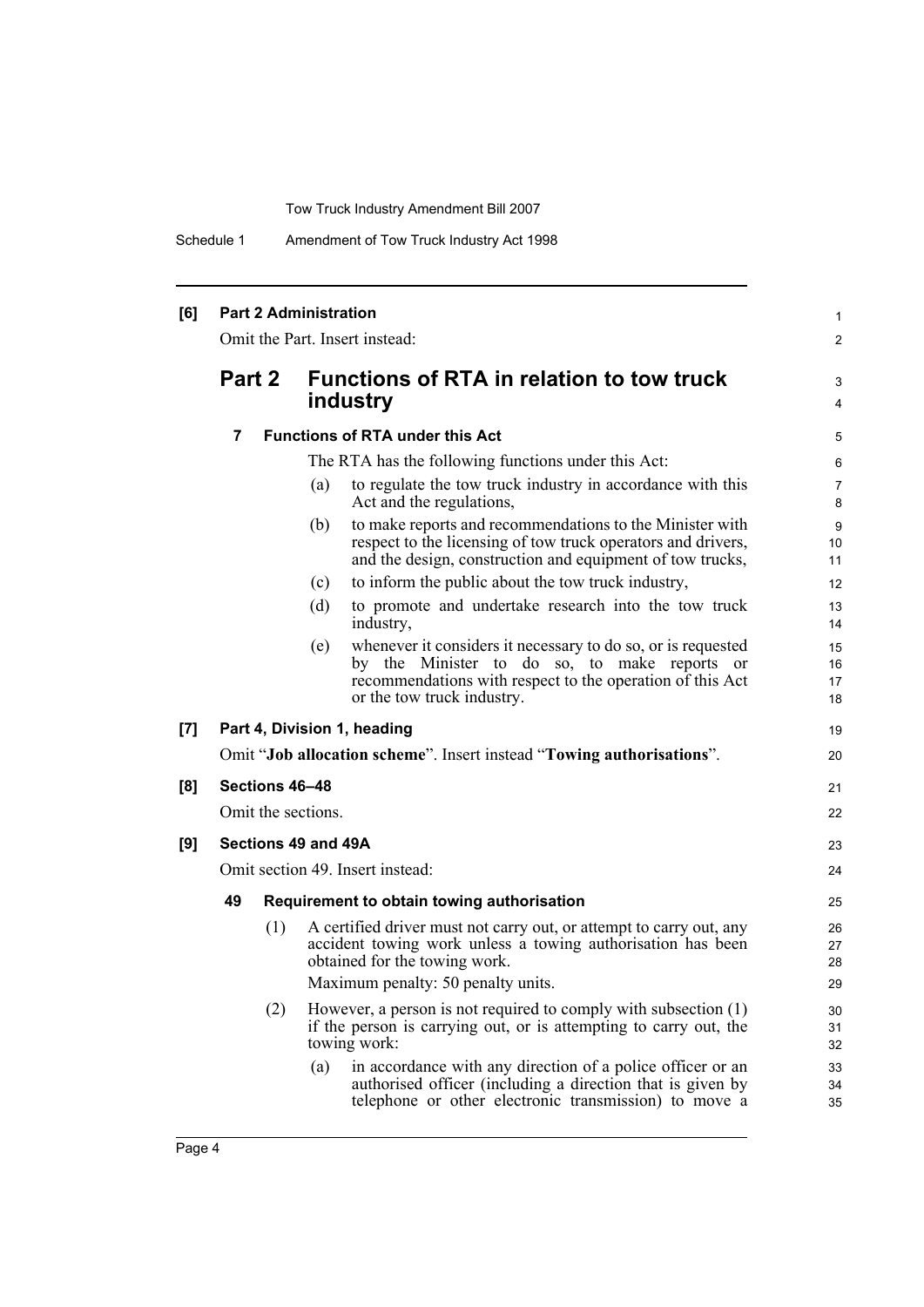**[6] Part 2 Administration**

Omit the Part. Insert instead:

## Part 2 Functions of RTA in relation to tow truck industry

### 7 Functions of RTA under this Act

The RTA has the following functions under this Act:

(a) to regulate the tow truck industry in accordance with this Act and the regulations,

(b) to make reports and recommendations to the Minister with respect to the licensing of tow truck operators and drivers, and the design, construction and equipment of tow trucks,

(c) to inform the public about the tow truck industry,

(d) to promote and undertake research into the tow truck industry,

(e) whenever it considers it necessary to do so, or is requested by the Minister to do so, to make reports or recommendations with respect to the operation of this Act or the tow truck industry.

**[7] Part 4, Division 1, heading**

Omit "**Job allocation scheme**". Insert instead "**Towing authorisations**".

**[8] Sections 46–48**

Omit the sections.

**[9] Sections 49 and 49A**

Omit section 49. Insert instead:

### 49 Requirement to obtain towing authorisation

(1) A certified driver must not carry out, or attempt to carry out, any accident towing work unless a towing authorisation has been obtained for the towing work.

Maximum penalty: 50 penalty units.

(2) However, a person is not required to comply with subsection (1) if the person is carrying out, or is attempting to carry out, the towing work:

(a) in accordance with any direction of a police officer or an authorised officer (including a direction that is given by telephone or other electronic transmission) to move a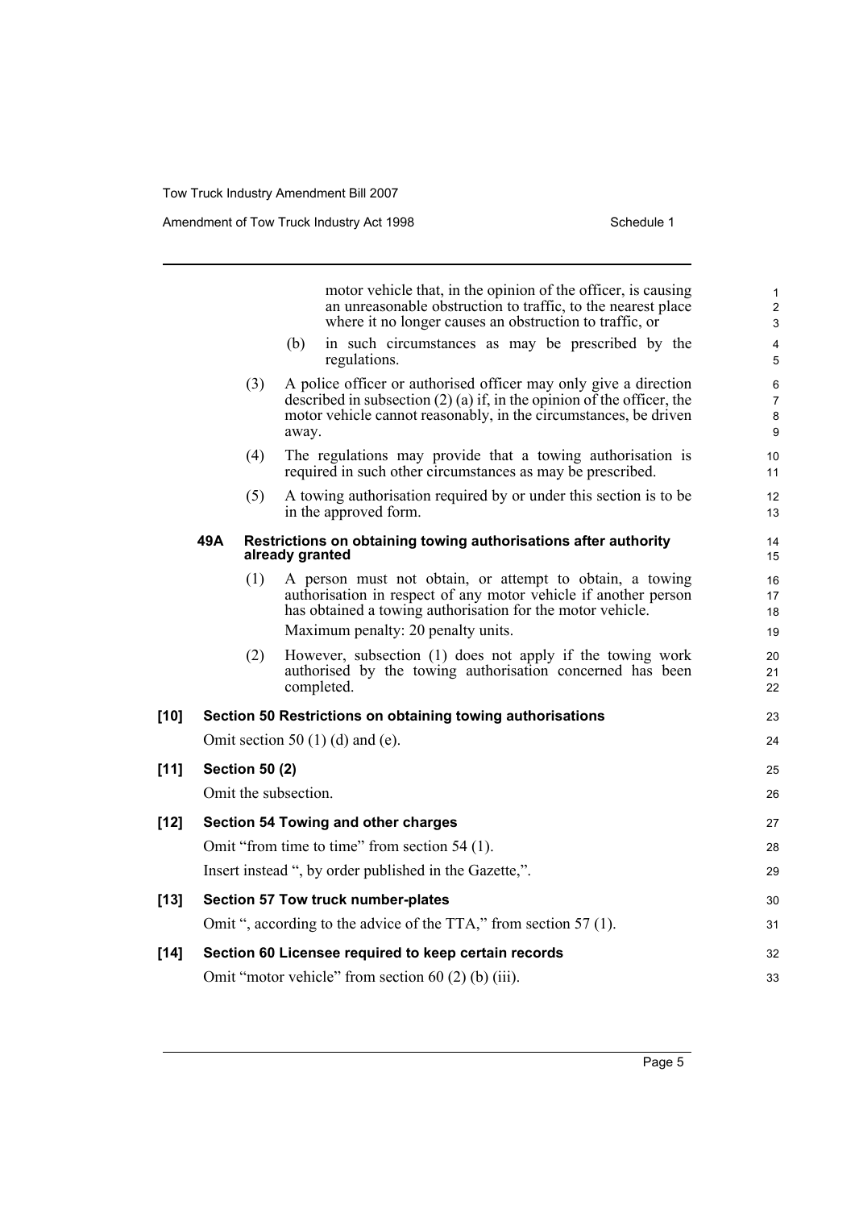motor vehicle that, in the opinion of the officer, is causing an unreasonable obstruction to traffic, to the nearest place where it no longer causes an obstruction to traffic, or

(b) in such circumstances as may be prescribed by the regulations.

(3) A police officer or authorised officer may only give a direction described in subsection (2) (a) if, in the opinion of the officer, the motor vehicle cannot reasonably, in the circumstances, be driven away.

(4) The regulations may provide that a towing authorisation is required in such other circumstances as may be prescribed.

(5) A towing authorisation required by or under this section is to be in the approved form.

**49A Restrictions on obtaining towing authorisations after authority already granted**

(1) A person must not obtain, or attempt to obtain, a towing authorisation in respect of any motor vehicle if another person has obtained a towing authorisation for the motor vehicle.

Maximum penalty: 20 penalty units.

(2) However, subsection (1) does not apply if the towing work authorised by the towing authorisation concerned has been completed.

**[10] Section 50 Restrictions on obtaining towing authorisations**

Omit section 50 (1) (d) and (e).

**[11] Section 50 (2)**

Omit the subsection.

**[12] Section 54 Towing and other charges**

Omit "from time to time" from section 54 (1).

Insert instead ", by order published in the Gazette,".

**[13] Section 57 Tow truck number-plates**

Omit ", according to the advice of the TTA," from section 57 (1).

**[14] Section 60 Licensee required to keep certain records**

Omit "motor vehicle" from section 60 (2) (b) (iii).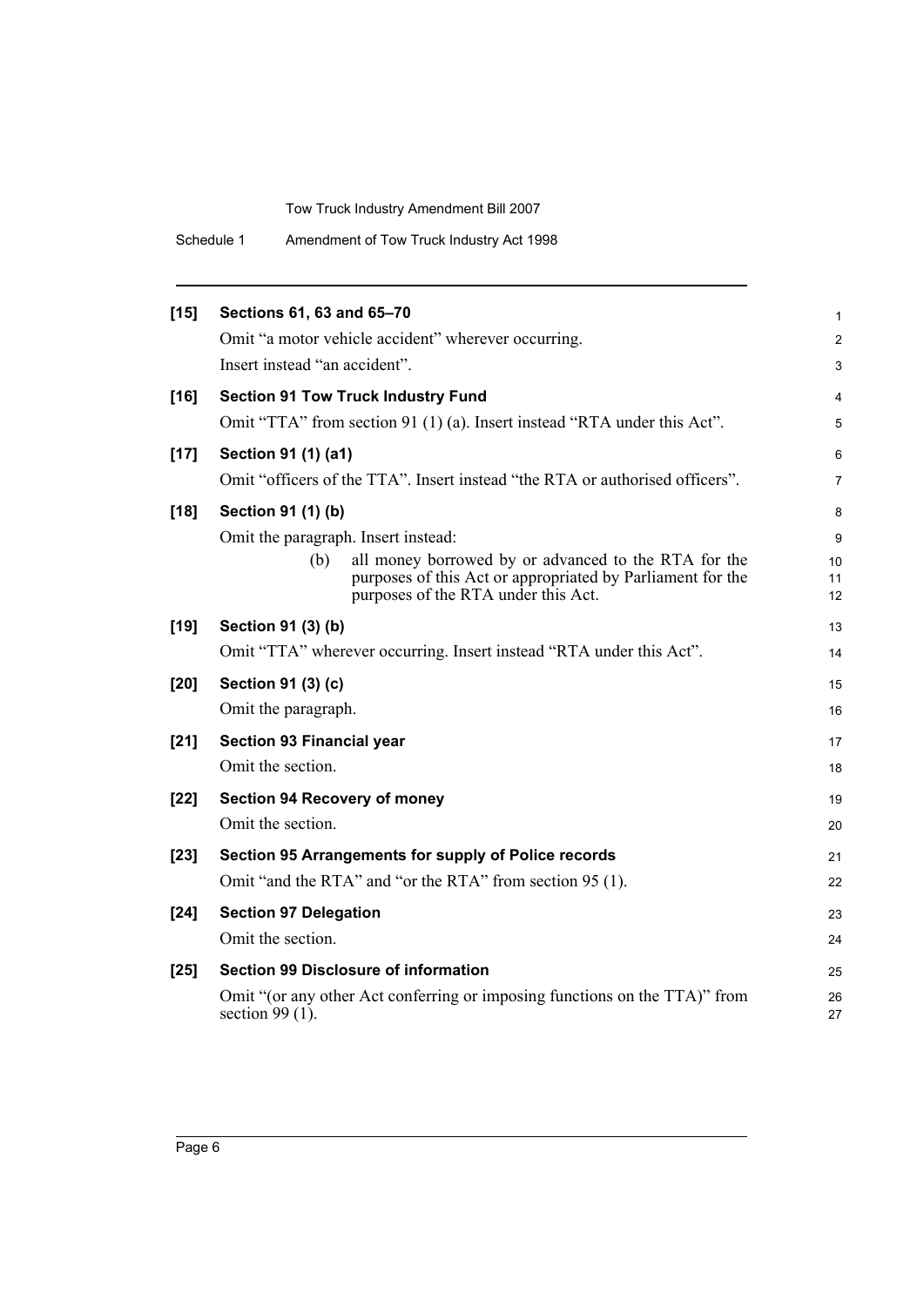**[15] Sections 61, 63 and 65–70**

Omit "a motor vehicle accident" wherever occurring.

Insert instead "an accident".

**[16] Section 91 Tow Truck Industry Fund**

Omit "TTA" from section 91 (1) (a). Insert instead "RTA under this Act".

**[17] Section 91 (1) (a1)**

Omit "officers of the TTA". Insert instead "the RTA or authorised officers".

**[18] Section 91 (1) (b)**

Omit the paragraph. Insert instead:

> (b) all money borrowed by or advanced to the RTA for the purposes of this Act or appropriated by Parliament for the purposes of the RTA under this Act.

**[19] Section 91 (3) (b)**

Omit "TTA" wherever occurring. Insert instead "RTA under this Act".

**[20] Section 91 (3) (c)**

Omit the paragraph.

**[21] Section 93 Financial year**

Omit the section.

**[22] Section 94 Recovery of money**

Omit the section.

**[23] Section 95 Arrangements for supply of Police records**

Omit "and the RTA" and "or the RTA" from section 95 (1).

**[24] Section 97 Delegation**

Omit the section.

**[25] Section 99 Disclosure of information**

Omit "(or any other Act conferring or imposing functions on the TTA)" from section 99 (1).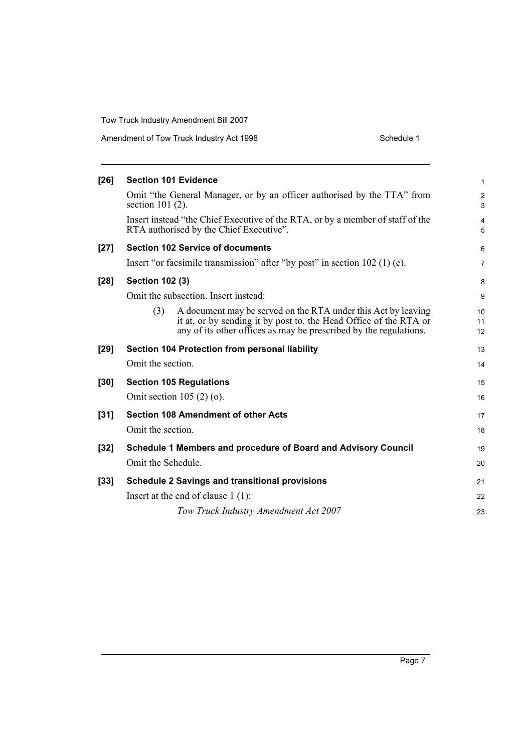**[26] Section 101 Evidence**

Omit "the General Manager, or by an officer authorised by the TTA" from section 101 (2).

Insert instead "the Chief Executive of the RTA, or by a member of staff of the RTA authorised by the Chief Executive".

**[27] Section 102 Service of documents**

Insert "or facsimile transmission" after "by post" in section 102 (1) (c).

**[28] Section 102 (3)**

Omit the subsection. Insert instead:

> (3) A document may be served on the RTA under this Act by leaving it at, or by sending it by post to, the Head Office of the RTA or any of its other offices as may be prescribed by the regulations.

**[29] Section 104 Protection from personal liability**

Omit the section.

**[30] Section 105 Regulations**

Omit section 105 (2) (o).

**[31] Section 108 Amendment of other Acts**

Omit the section.

**[32] Schedule 1 Members and procedure of Board and Advisory Council**

Omit the Schedule.

**[33] Schedule 2 Savings and transitional provisions**

Insert at the end of clause 1 (1):

> *Tow Truck Industry Amendment Act 2007*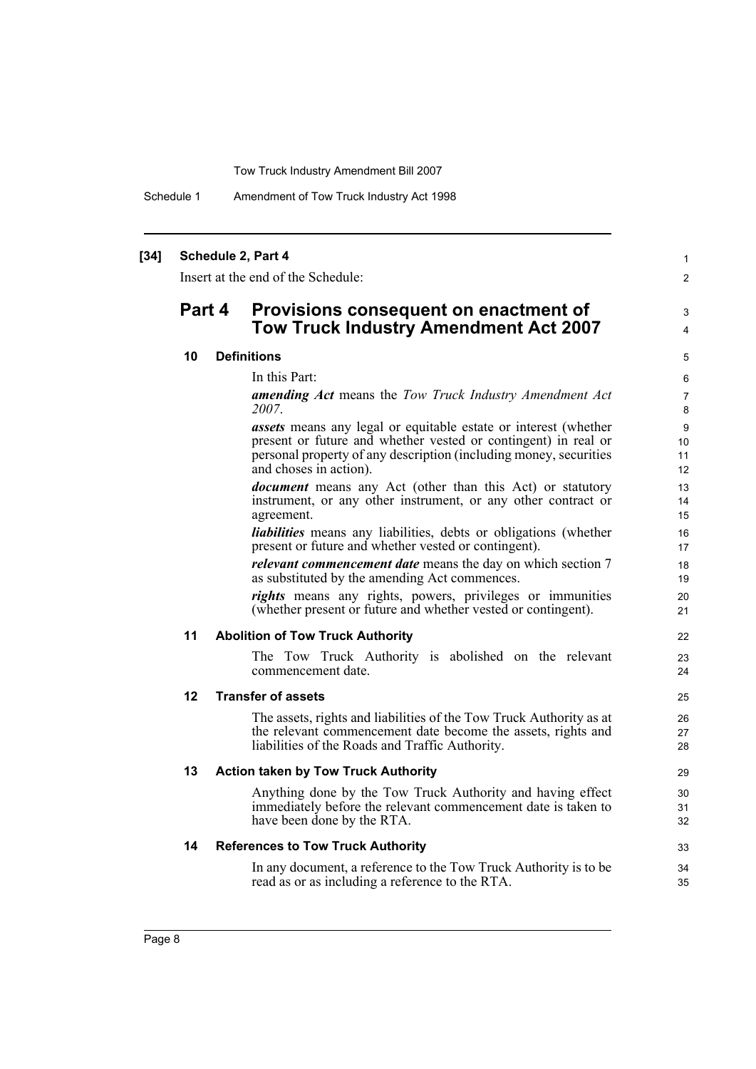**[34] Schedule 2, Part 4**

Insert at the end of the Schedule:

## Part 4 Provisions consequent on enactment of Tow Truck Industry Amendment Act 2007

### 10 Definitions

In this Part:

***amending Act*** means the *Tow Truck Industry Amendment Act 2007*.

***assets*** means any legal or equitable estate or interest (whether present or future and whether vested or contingent) in real or personal property of any description (including money, securities and choses in action).

***document*** means any Act (other than this Act) or statutory instrument, or any other instrument, or any other contract or agreement.

***liabilities*** means any liabilities, debts or obligations (whether present or future and whether vested or contingent).

***relevant commencement date*** means the day on which section 7 as substituted by the amending Act commences.

***rights*** means any rights, powers, privileges or immunities (whether present or future and whether vested or contingent).

### 11 Abolition of Tow Truck Authority

The Tow Truck Authority is abolished on the relevant commencement date.

### 12 Transfer of assets

The assets, rights and liabilities of the Tow Truck Authority as at the relevant commencement date become the assets, rights and liabilities of the Roads and Traffic Authority.

### 13 Action taken by Tow Truck Authority

Anything done by the Tow Truck Authority and having effect immediately before the relevant commencement date is taken to have been done by the RTA.

### 14 References to Tow Truck Authority

In any document, a reference to the Tow Truck Authority is to be read as or as including a reference to the RTA.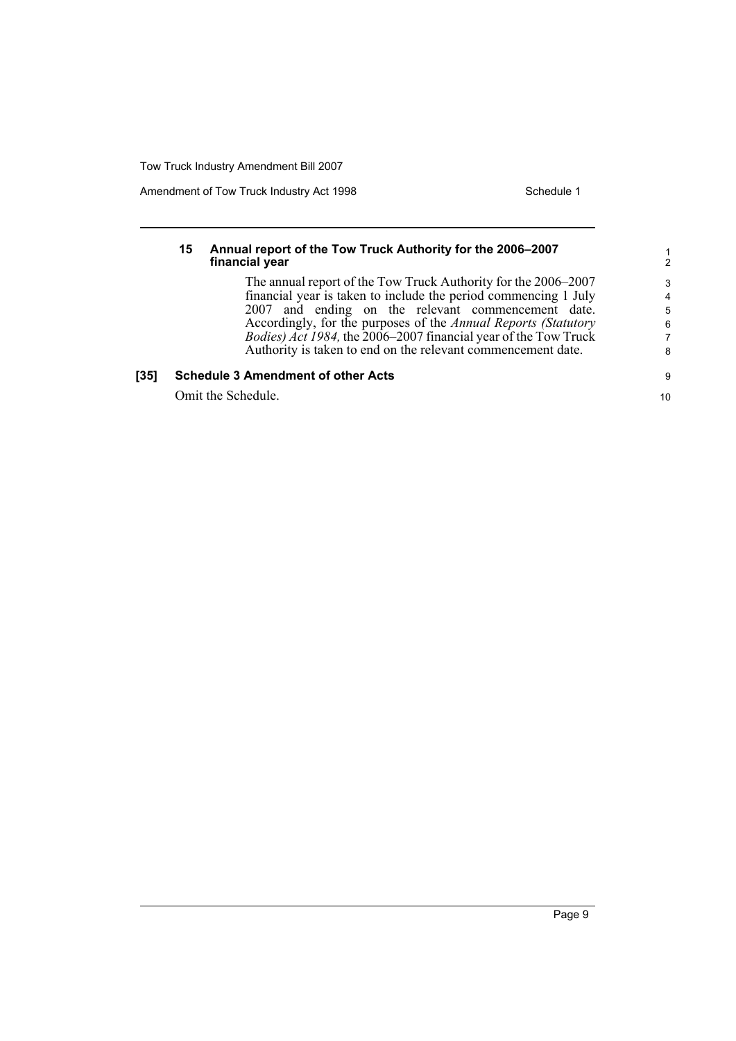**15 Annual report of the Tow Truck Authority for the 2006–2007 financial year**

The annual report of the Tow Truck Authority for the 2006–2007 financial year is taken to include the period commencing 1 July 2007 and ending on the relevant commencement date. Accordingly, for the purposes of the *Annual Reports (Statutory Bodies) Act 1984,* the 2006–2007 financial year of the Tow Truck Authority is taken to end on the relevant commencement date.

**[35] Schedule 3 Amendment of other Acts**

Omit the Schedule.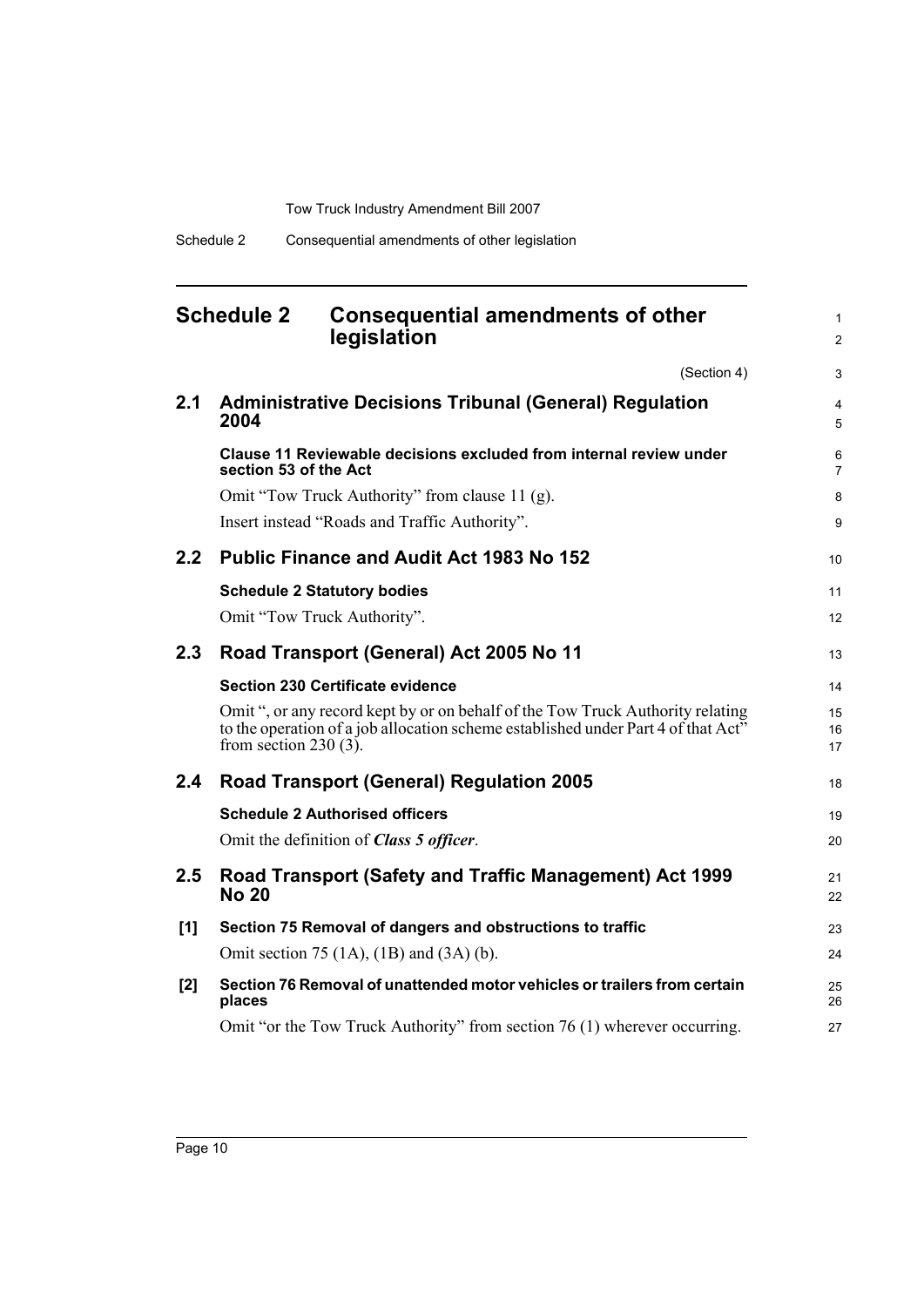## Schedule 2 Consequential amendments of other legislation

(Section 4)

### 2.1 Administrative Decisions Tribunal (General) Regulation 2004

**Clause 11 Reviewable decisions excluded from internal review under section 53 of the Act**

Omit "Tow Truck Authority" from clause 11 (g).

Insert instead "Roads and Traffic Authority".

### 2.2 Public Finance and Audit Act 1983 No 152

**Schedule 2 Statutory bodies**

Omit "Tow Truck Authority".

### 2.3 Road Transport (General) Act 2005 No 11

**Section 230 Certificate evidence**

Omit ", or any record kept by or on behalf of the Tow Truck Authority relating to the operation of a job allocation scheme established under Part 4 of that Act" from section 230 (3).

### 2.4 Road Transport (General) Regulation 2005

**Schedule 2 Authorised officers**

Omit the definition of ***Class 5 officer***.

### 2.5 Road Transport (Safety and Traffic Management) Act 1999 No 20

**[1] Section 75 Removal of dangers and obstructions to traffic**

Omit section 75 (1A), (1B) and (3A) (b).

**[2] Section 76 Removal of unattended motor vehicles or trailers from certain places**

Omit "or the Tow Truck Authority" from section 76 (1) wherever occurring.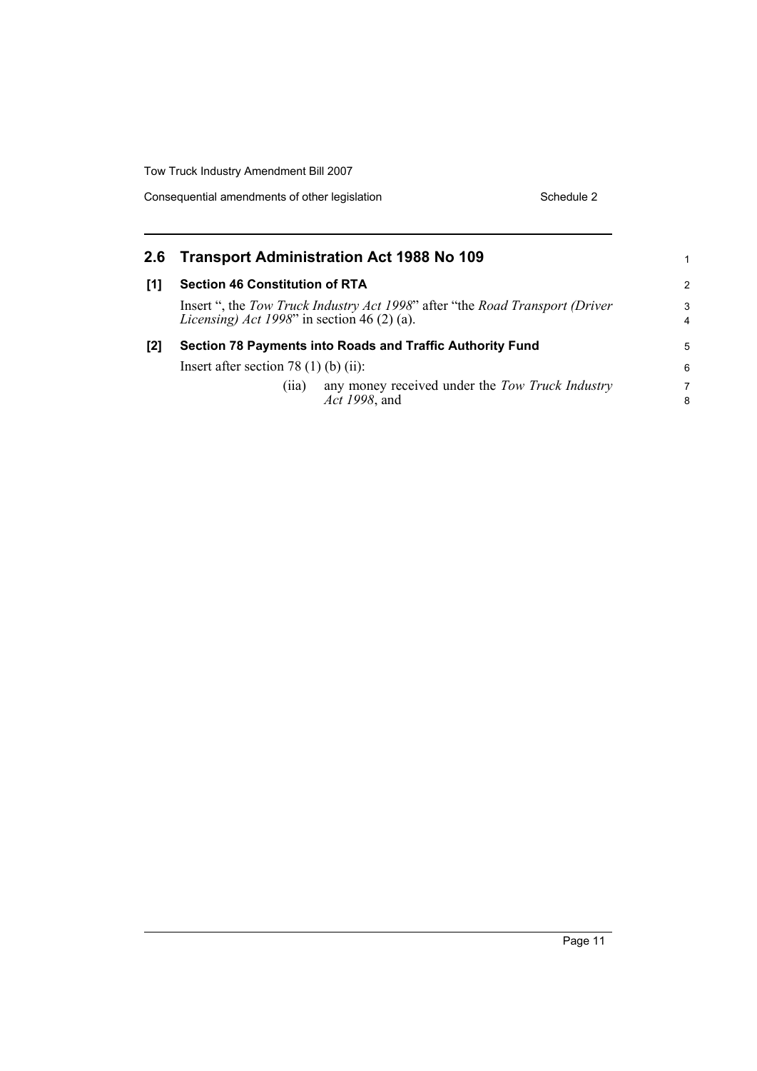## 2.6 Transport Administration Act 1988 No 109

### [1] Section 46 Constitution of RTA

Insert ", the *Tow Truck Industry Act 1998*" after "the *Road Transport (Driver Licensing) Act 1998*" in section 46 (2) (a).

### [2] Section 78 Payments into Roads and Traffic Authority Fund

Insert after section 78 (1) (b) (ii):

(iia) any money received under the *Tow Truck Industry Act 1998*, and